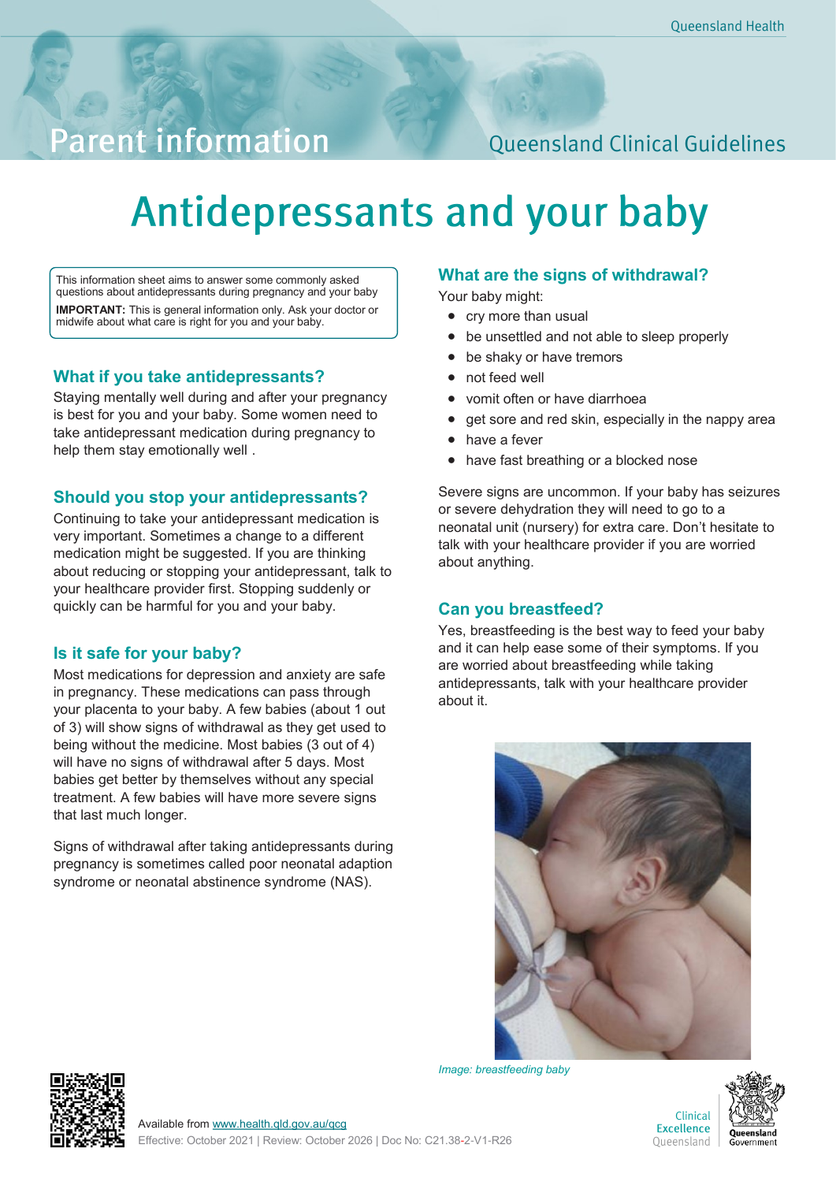Parent information

Queensland Clinical Guidelines

# Antidepressants and your baby

This information sheet aims to answer some commonly asked questions about antidepressants during pregnancy and your baby

**IMPORTANT:** This is general information only. Ask your doctor or midwife about what care is right for you and your baby.

## What if you take antidepressants?

Staying mentally well during and after your pregnancy is best for you and your baby. Some women need to take antidepressant medication during pregnancy to help them stay emotionally well .

## Should you stop your antidepressants?

Continuing to take your antidepressant medication is very important. Sometimes a change to a different medication might be suggested. If you are thinking about reducing or stopping your antidepressant, talk to your healthcare provider first. Stopping suddenly or quickly can be harmful for you and your baby.

## Is it safe for your baby?

Most medications for depression and anxiety are safe in pregnancy. These medications can pass through your placenta to your baby. A few babies (about 1 out of 3) will show signs of withdrawal as they get used to being without the medicine. Most babies (3 out of 4) will have no signs of withdrawal after 5 days. Most babies get better by themselves without any special treatment. A few babies will have more severe signs that last much longer.

Signs of withdrawal after taking antidepressants during pregnancy is sometimes called poor neonatal adaption syndrome or neonatal abstinence syndrome (NAS).

## What are the signs of withdrawal?

Your baby might:

- cry more than usual
- be unsettled and not able to sleep properly
- be shaky or have tremors
- not feed well
- vomit often or have diarrhoea
- get sore and red skin, especially in the nappy area
- have a fever
- have fast breathing or a blocked nose

Severe signs are uncommon. If your baby has seizures or severe dehydration they will need to go to a neonatal unit (nursery) for extra care. Don't hesitate to talk with your healthcare provider if you are worried about anything.

## Can you breastfeed?

Yes, breastfeeding is the best way to feed your baby and it can help ease some of their symptoms. If you are worried about breastfeeding while taking antidepressants, talk with your healthcare provider about it.

*Image: breastfeeding baby*

Available from www.health.qld.gov.au/qcg
Effective: October 2021 | Review: October 2026 | Doc No: C21.38-2-V1-R26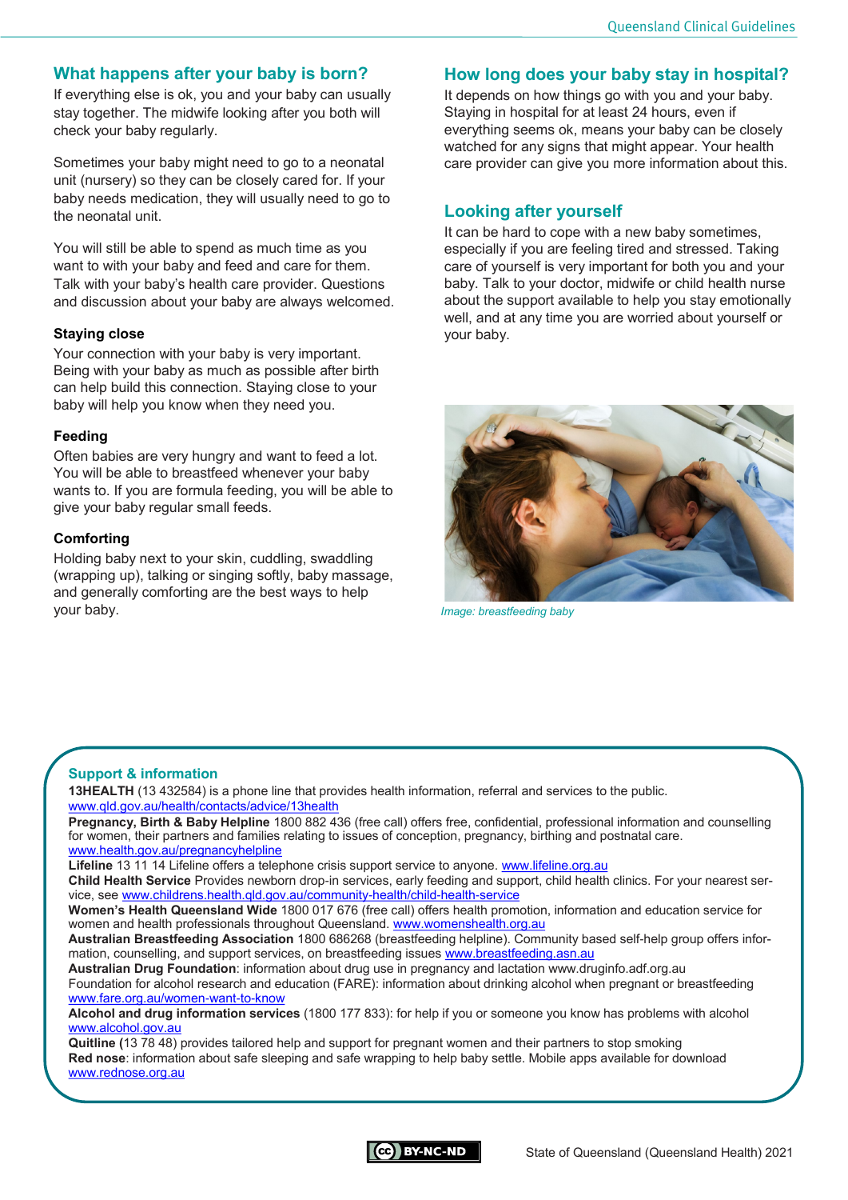## What happens after your baby is born?

If everything else is ok, you and your baby can usually stay together. The midwife looking after you both will check your baby regularly.

Sometimes your baby might need to go to a neonatal unit (nursery) so they can be closely cared for. If your baby needs medication, they will usually need to go to the neonatal unit.

You will still be able to spend as much time as you want to with your baby and feed and care for them. Talk with your baby's health care provider. Questions and discussion about your baby are always welcomed.

### Staying close

Your connection with your baby is very important. Being with your baby as much as possible after birth can help build this connection. Staying close to your baby will help you know when they need you.

### Feeding

Often babies are very hungry and want to feed a lot. You will be able to breastfeed whenever your baby wants to. If you are formula feeding, you will be able to give your baby regular small feeds.

### Comforting

Holding baby next to your skin, cuddling, swaddling (wrapping up), talking or singing softly, baby massage, and generally comforting are the best ways to help your baby.

## How long does your baby stay in hospital?

It depends on how things go with you and your baby. Staying in hospital for at least 24 hours, even if everything seems ok, means your baby can be closely watched for any signs that might appear. Your health care provider can give you more information about this.

## Looking after yourself

It can be hard to cope with a new baby sometimes, especially if you are feeling tired and stressed. Taking care of yourself is very important for both you and your baby. Talk to your doctor, midwife or child health nurse about the support available to help you stay emotionally well, and at any time you are worried about yourself or your baby.

*Image: breastfeeding baby*

## Support & information

**13HEALTH** (13 432584) is a phone line that provides health information, referral and services to the public. www.qld.gov.au/health/contacts/advice/13health

**Pregnancy, Birth & Baby Helpline** 1800 882 436 (free call) offers free, confidential, professional information and counselling for women, their partners and families relating to issues of conception, pregnancy, birthing and postnatal care. www.health.gov.au/pregnancyhelpline

**Lifeline** 13 11 14 Lifeline offers a telephone crisis support service to anyone. www.lifeline.org.au

**Child Health Service** Provides newborn drop-in services, early feeding and support, child health clinics. For your nearest service, see www.childrens.health.qld.gov.au/community-health/child-health-service

**Women's Health Queensland Wide** 1800 017 676 (free call) offers health promotion, information and education service for women and health professionals throughout Queensland. www.womenshealth.org.au

**Australian Breastfeeding Association** 1800 686268 (breastfeeding helpline). Community based self-help group offers information, counselling, and support services, on breastfeeding issues www.breastfeeding.asn.au

**Australian Drug Foundation**: information about drug use in pregnancy and lactation www.druginfo.adf.org.au

Foundation for alcohol research and education (FARE): information about drinking alcohol when pregnant or breastfeeding www.fare.org.au/women-want-to-know

**Alcohol and drug information services** (1800 177 833): for help if you or someone you know has problems with alcohol www.alcohol.gov.au

**Quitline** (13 78 48) provides tailored help and support for pregnant women and their partners to stop smoking

**Red nose**: information about safe sleeping and safe wrapping to help baby settle. Mobile apps available for download www.rednose.org.au

CC BY-NC-ND State of Queensland (Queensland Health) 2021